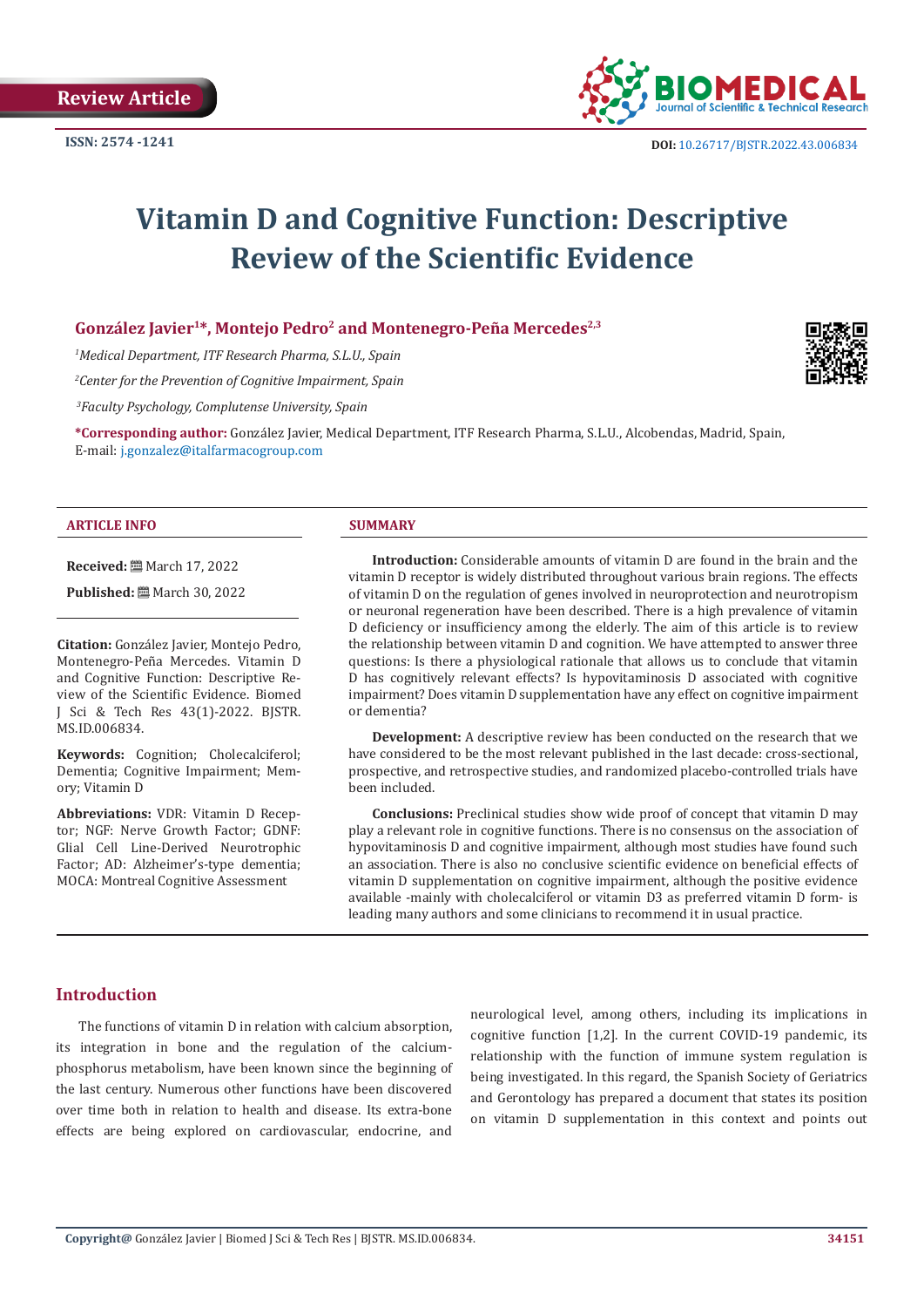Review Article

ISSN: 2574 -1241

DOI: 10.26717/BJSTR.2022.43.006834

# Vitamin D and Cognitive Function: Descriptive Review of the Scientific Evidence

**González Javier[1]*, Montejo Pedro[2] and Montenegro-Peña Mercedes[2,3]**

*[1]Medical Department, ITF Research Pharma, S.L.U., Spain*

*[2]Center for the Prevention of Cognitive Impairment, Spain*

*[3]Faculty Psychology, Complutense University, Spain*

**\*Corresponding author:** González Javier, Medical Department, ITF Research Pharma, S.L.U., Alcobendas, Madrid, Spain, E-mail: j.gonzalez@italfarmacogroup.com

## ARTICLE INFO

**Received:** March 17, 2022

**Published:** March 30, 2022

**Citation:** González Javier, Montejo Pedro, Montenegro-Peña Mercedes. Vitamin D and Cognitive Function: Descriptive Review of the Scientific Evidence. Biomed J Sci & Tech Res 43(1)-2022. BJSTR. MS.ID.006834.

**Keywords:** Cognition; Cholecalciferol; Dementia; Cognitive Impairment; Memory; Vitamin D

**Abbreviations:** VDR: Vitamin D Receptor; NGF: Nerve Growth Factor; GDNF: Glial Cell Line-Derived Neurotrophic Factor; AD: Alzheimer's-type dementia; MOCA: Montreal Cognitive Assessment

## SUMMARY

**Introduction:** Considerable amounts of vitamin D are found in the brain and the vitamin D receptor is widely distributed throughout various brain regions. The effects of vitamin D on the regulation of genes involved in neuroprotection and neurotropism or neuronal regeneration have been described. There is a high prevalence of vitamin D deficiency or insufficiency among the elderly. The aim of this article is to review the relationship between vitamin D and cognition. We have attempted to answer three questions: Is there a physiological rationale that allows us to conclude that vitamin D has cognitively relevant effects? Is hypovitaminosis D associated with cognitive impairment? Does vitamin D supplementation have any effect on cognitive impairment or dementia?

**Development:** A descriptive review has been conducted on the research that we have considered to be the most relevant published in the last decade: cross-sectional, prospective, and retrospective studies, and randomized placebo-controlled trials have been included.

**Conclusions:** Preclinical studies show wide proof of concept that vitamin D may play a relevant role in cognitive functions. There is no consensus on the association of hypovitaminosis D and cognitive impairment, although most studies have found such an association. There is also no conclusive scientific evidence on beneficial effects of vitamin D supplementation on cognitive impairment, although the positive evidence available -mainly with cholecalciferol or vitamin D3 as preferred vitamin D form- is leading many authors and some clinicians to recommend it in usual practice.

## Introduction

The functions of vitamin D in relation with calcium absorption, its integration in bone and the regulation of the calcium-phosphorus metabolism, have been known since the beginning of the last century. Numerous other functions have been discovered over time both in relation to health and disease. Its extra-bone effects are being explored on cardiovascular, endocrine, and neurological level, among others, including its implications in cognitive function [1,2]. In the current COVID-19 pandemic, its relationship with the function of immune system regulation is being investigated. In this regard, the Spanish Society of Geriatrics and Gerontology has prepared a document that states its position on vitamin D supplementation in this context and points out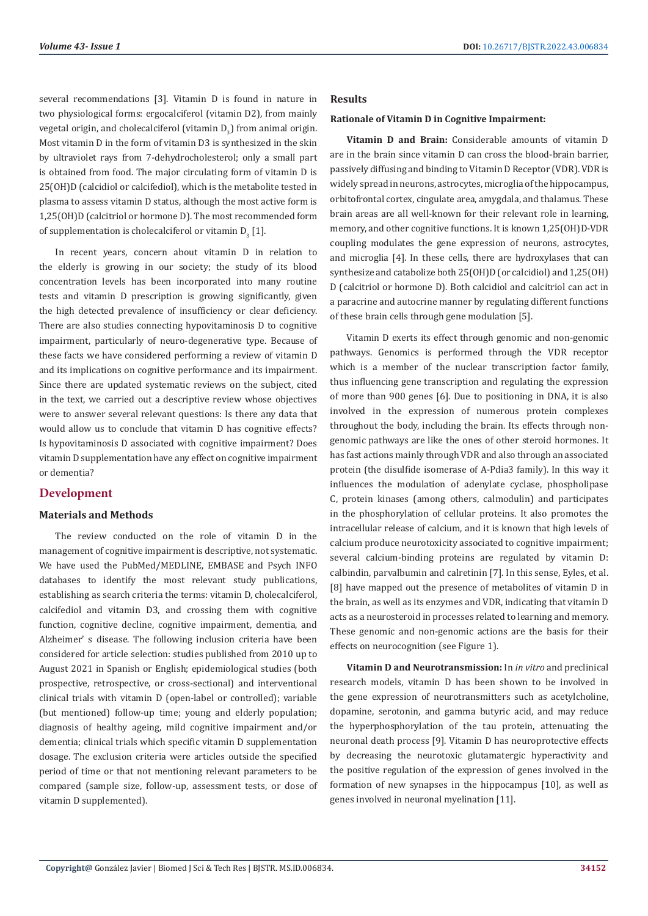several recommendations [3]. Vitamin D is found in nature in two physiological forms: ergocalciferol (vitamin D2), from mainly vegetal origin, and cholecalciferol (vitamin $D_3$) from animal origin. Most vitamin D in the form of vitamin D3 is synthesized in the skin by ultraviolet rays from 7-dehydrocholesterol; only a small part is obtained from food. The major circulating form of vitamin D is 25(OH)D (calcidiol or calcifediol), which is the metabolite tested in plasma to assess vitamin D status, although the most active form is 1,25(OH)D (calcitriol or hormone D). The most recommended form of supplementation is cholecalciferol or vitamin $D_3$ [1].

In recent years, concern about vitamin D in relation to the elderly is growing in our society; the study of its blood concentration levels has been incorporated into many routine tests and vitamin D prescription is growing significantly, given the high detected prevalence of insufficiency or clear deficiency. There are also studies connecting hypovitaminosis D to cognitive impairment, particularly of neuro-degenerative type. Because of these facts we have considered performing a review of vitamin D and its implications on cognitive performance and its impairment. Since there are updated systematic reviews on the subject, cited in the text, we carried out a descriptive review whose objectives were to answer several relevant questions: Is there any data that would allow us to conclude that vitamin D has cognitive effects? Is hypovitaminosis D associated with cognitive impairment? Does vitamin D supplementation have any effect on cognitive impairment or dementia?

## Development

### Materials and Methods

The review conducted on the role of vitamin D in the management of cognitive impairment is descriptive, not systematic. We have used the PubMed/MEDLINE, EMBASE and Psych INFO databases to identify the most relevant study publications, establishing as search criteria the terms: vitamin D, cholecalciferol, calcifediol and vitamin D3, and crossing them with cognitive function, cognitive decline, cognitive impairment, dementia, and Alzheimer' s disease. The following inclusion criteria have been considered for article selection: studies published from 2010 up to August 2021 in Spanish or English; epidemiological studies (both prospective, retrospective, or cross-sectional) and interventional clinical trials with vitamin D (open-label or controlled); variable (but mentioned) follow-up time; young and elderly population; diagnosis of healthy ageing, mild cognitive impairment and/or dementia; clinical trials which specific vitamin D supplementation dosage. The exclusion criteria were articles outside the specified period of time or that not mentioning relevant parameters to be compared (sample size, follow-up, assessment tests, or dose of vitamin D supplemented).

### Results

#### Rationale of Vitamin D in Cognitive Impairment:

**Vitamin D and Brain:** Considerable amounts of vitamin D are in the brain since vitamin D can cross the blood-brain barrier, passively diffusing and binding to Vitamin D Receptor (VDR). VDR is widely spread in neurons, astrocytes, microglia of the hippocampus, orbitofrontal cortex, cingulate area, amygdala, and thalamus. These brain areas are all well-known for their relevant role in learning, memory, and other cognitive functions. It is known 1,25(OH)D-VDR coupling modulates the gene expression of neurons, astrocytes, and microglia [4]. In these cells, there are hydroxylases that can synthesize and catabolize both 25(OH)D (or calcidiol) and 1,25(OH) D (calcitriol or hormone D). Both calcidiol and calcitriol can act in a paracrine and autocrine manner by regulating different functions of these brain cells through gene modulation [5].

Vitamin D exerts its effect through genomic and non-genomic pathways. Genomics is performed through the VDR receptor which is a member of the nuclear transcription factor family, thus influencing gene transcription and regulating the expression of more than 900 genes [6]. Due to positioning in DNA, it is also involved in the expression of numerous protein complexes throughout the body, including the brain. Its effects through non-genomic pathways are like the ones of other steroid hormones. It has fast actions mainly through VDR and also through an associated protein (the disulfide isomerase of A-Pdia3 family). In this way it influences the modulation of adenylate cyclase, phospholipase C, protein kinases (among others, calmodulin) and participates in the phosphorylation of cellular proteins. It also promotes the intracellular release of calcium, and it is known that high levels of calcium produce neurotoxicity associated to cognitive impairment; several calcium-binding proteins are regulated by vitamin D: calbindin, parvalbumin and calretinin [7]. In this sense, Eyles, et al. [8] have mapped out the presence of metabolites of vitamin D in the brain, as well as its enzymes and VDR, indicating that vitamin D acts as a neurosteroid in processes related to learning and memory. These genomic and non-genomic actions are the basis for their effects on neurocognition (see Figure 1).

**Vitamin D and Neurotransmission:** In *in vitro* and preclinical research models, vitamin D has been shown to be involved in the gene expression of neurotransmitters such as acetylcholine, dopamine, serotonin, and gamma butyric acid, and may reduce the hyperphosphorylation of the tau protein, attenuating the neuronal death process [9]. Vitamin D has neuroprotective effects by decreasing the neurotoxic glutamatergic hyperactivity and the positive regulation of the expression of genes involved in the formation of new synapses in the hippocampus [10], as well as genes involved in neuronal myelination [11].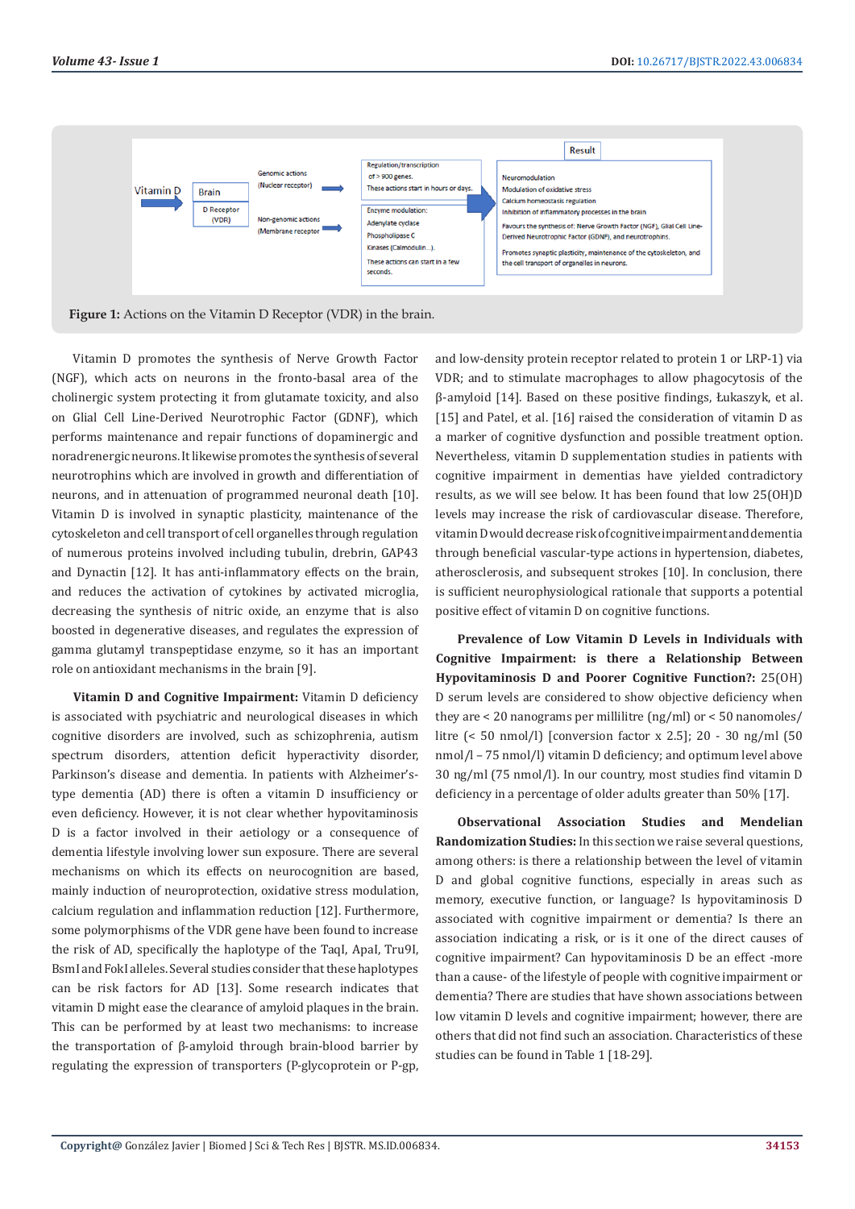Vitamin D

Brain

D Receptor (VDR)

Genomic actions (Nuclear receptor)

Non-genomic actions (Membrane receptor)

Regulation/transcription of > 900 genes.

These actions start in hours or days.

Enzyme modulation:

Adenylate cyclase

Phospholipase C

Kinases (Calmodulin…).

These actions can start in a few seconds.

Result

Neuromodulation

Modulation of oxidative stress

Calcium homeostasis regulation

Inhibition of inflammatory processes in the brain

Favours the synthesis of: Nerve Growth Factor (NGF), Glial Cell Line-Derived Neurotrophic Factor (GDNF), and neurotrophins.

Promotes synaptic plasticity, maintenance of the cytoskeleton, and the cell transport of organelles in neurons.

**Figure 1:** Actions on the Vitamin D Receptor (VDR) in the brain.

Vitamin D promotes the synthesis of Nerve Growth Factor (NGF), which acts on neurons in the fronto-basal area of the cholinergic system protecting it from glutamate toxicity, and also on Glial Cell Line-Derived Neurotrophic Factor (GDNF), which performs maintenance and repair functions of dopaminergic and noradrenergic neurons. It likewise promotes the synthesis of several neurotrophins which are involved in growth and differentiation of neurons, and in attenuation of programmed neuronal death [10]. Vitamin D is involved in synaptic plasticity, maintenance of the cytoskeleton and cell transport of cell organelles through regulation of numerous proteins involved including tubulin, drebrin, GAP43 and Dynactin [12]. It has anti-inflammatory effects on the brain, and reduces the activation of cytokines by activated microglia, decreasing the synthesis of nitric oxide, an enzyme that is also boosted in degenerative diseases, and regulates the expression of gamma glutamyl transpeptidase enzyme, so it has an important role on antioxidant mechanisms in the brain [9].

**Vitamin D and Cognitive Impairment:** Vitamin D deficiency is associated with psychiatric and neurological diseases in which cognitive disorders are involved, such as schizophrenia, autism spectrum disorders, attention deficit hyperactivity disorder, Parkinson's disease and dementia. In patients with Alzheimer's-type dementia (AD) there is often a vitamin D insufficiency or even deficiency. However, it is not clear whether hypovitaminosis D is a factor involved in their aetiology or a consequence of dementia lifestyle involving lower sun exposure. There are several mechanisms on which its effects on neurocognition are based, mainly induction of neuroprotection, oxidative stress modulation, calcium regulation and inflammation reduction [12]. Furthermore, some polymorphisms of the VDR gene have been found to increase the risk of AD, specifically the haplotype of the TaqI, ApaI, Tru9I, BsmI and FokI alleles. Several studies consider that these haplotypes can be risk factors for AD [13]. Some research indicates that vitamin D might ease the clearance of amyloid plaques in the brain. This can be performed by at least two mechanisms: to increase the transportation of β-amyloid through brain-blood barrier by regulating the expression of transporters (P-glycoprotein or P-gp, and low-density protein receptor related to protein 1 or LRP-1) via VDR; and to stimulate macrophages to allow phagocytosis of the β-amyloid [14]. Based on these positive findings, Łukaszyk, et al. [15] and Patel, et al. [16] raised the consideration of vitamin D as a marker of cognitive dysfunction and possible treatment option. Nevertheless, vitamin D supplementation studies in patients with cognitive impairment in dementias have yielded contradictory results, as we will see below. It has been found that low 25(OH)D levels may increase the risk of cardiovascular disease. Therefore, vitamin D would decrease risk of cognitive impairment and dementia through beneficial vascular-type actions in hypertension, diabetes, atherosclerosis, and subsequent strokes [10]. In conclusion, there is sufficient neurophysiological rationale that supports a potential positive effect of vitamin D on cognitive functions.

**Prevalence of Low Vitamin D Levels in Individuals with Cognitive Impairment: is there a Relationship Between Hypovitaminosis D and Poorer Cognitive Function?:** 25(OH) D serum levels are considered to show objective deficiency when they are < 20 nanograms per millilitre (ng/ml) or < 50 nanomoles/litre (< 50 nmol/l) [conversion factor x 2.5]; 20 - 30 ng/ml (50 nmol/l – 75 nmol/l) vitamin D deficiency; and optimum level above 30 ng/ml (75 nmol/l). In our country, most studies find vitamin D deficiency in a percentage of older adults greater than 50% [17].

**Observational Association Studies and Mendelian Randomization Studies:** In this section we raise several questions, among others: is there a relationship between the level of vitamin D and global cognitive functions, especially in areas such as memory, executive function, or language? Is hypovitaminosis D associated with cognitive impairment or dementia? Is there an association indicating a risk, or is it one of the direct causes of cognitive impairment? Can hypovitaminosis D be an effect -more than a cause- of the lifestyle of people with cognitive impairment or dementia? There are studies that have shown associations between low vitamin D levels and cognitive impairment; however, there are others that did not find such an association. Characteristics of these studies can be found in Table 1 [18-29].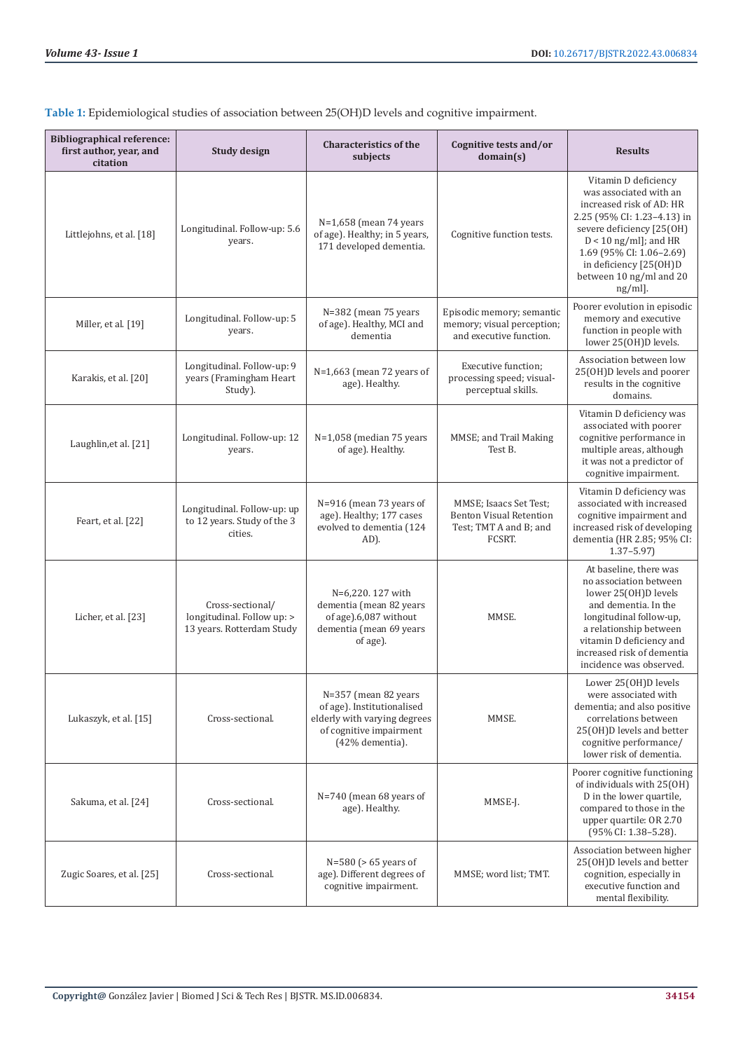**Table 1:** Epidemiological studies of association between 25(OH)D levels and cognitive impairment.

| Bibliographical reference: first author, year, and citation | Study design | Characteristics of the subjects | Cognitive tests and/or domain(s) | Results |
|---|---|---|---|---|
| Littlejohns, et al. [18] | Longitudinal. Follow-up: 5.6 years. | N=1,658 (mean 74 years of age). Healthy; in 5 years, 171 developed dementia. | Cognitive function tests. | Vitamin D deficiency was associated with an increased risk of AD: HR 2.25 (95% CI: 1.23–4.13) in severe deficiency [25(OH) D < 10 ng/ml]; and HR 1.69 (95% CI: 1.06–2.69) in deficiency [25(OH)D between 10 ng/ml and 20 ng/ml]. |
| Miller, et al. [19] | Longitudinal. Follow-up: 5 years. | N=382 (mean 75 years of age). Healthy, MCI and dementia | Episodic memory; semantic memory; visual perception; and executive function. | Poorer evolution in episodic memory and executive function in people with lower 25(OH)D levels. |
| Karakis, et al. [20] | Longitudinal. Follow-up: 9 years (Framingham Heart Study). | N=1,663 (mean 72 years of age). Healthy. | Executive function; processing speed; visual-perceptual skills. | Association between low 25(OH)D levels and poorer results in the cognitive domains. |
| Laughlin,et al. [21] | Longitudinal. Follow-up: 12 years. | N=1,058 (median 75 years of age). Healthy. | MMSE; and Trail Making Test B. | Vitamin D deficiency was associated with poorer cognitive performance in multiple areas, although it was not a predictor of cognitive impairment. |
| Feart, et al. [22] | Longitudinal. Follow-up: up to 12 years. Study of the 3 cities. | N=916 (mean 73 years of age). Healthy; 177 cases evolved to dementia (124 AD). | MMSE; Isaacs Set Test; Benton Visual Retention Test; TMT A and B; and FCSRT. | Vitamin D deficiency was associated with increased cognitive impairment and increased risk of developing dementia (HR 2.85; 95% CI: 1.37–5.97) |
| Licher, et al. [23] | Cross-sectional/ longitudinal. Follow up: > 13 years. Rotterdam Study | N=6,220. 127 with dementia (mean 82 years of age).6,087 without dementia (mean 69 years of age). | MMSE. | At baseline, there was no association between lower 25(OH)D levels and dementia. In the longitudinal follow-up, a relationship between vitamin D deficiency and increased risk of dementia incidence was observed. |
| Lukaszyk, et al. [15] | Cross-sectional. | N=357 (mean 82 years of age). Institutionalised elderly with varying degrees of cognitive impairment (42% dementia). | MMSE. | Lower 25(OH)D levels were associated with dementia; and also positive correlations between 25(OH)D levels and better cognitive performance/ lower risk of dementia. |
| Sakuma, et al. [24] | Cross-sectional. | N=740 (mean 68 years of age). Healthy. | MMSE-J. | Poorer cognitive functioning of individuals with 25(OH) D in the lower quartile, compared to those in the upper quartile: OR 2.70 (95% CI: 1.38–5.28). |
| Zugic Soares, et al. [25] | Cross-sectional. | N=580 (> 65 years of age). Different degrees of cognitive impairment. | MMSE; word list; TMT. | Association between higher 25(OH)D levels and better cognition, especially in executive function and mental flexibility. |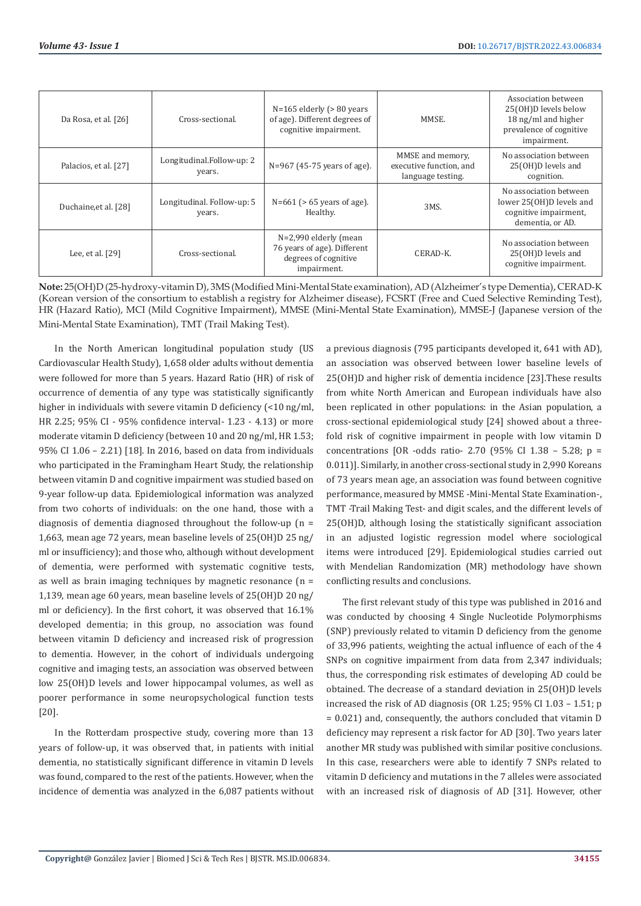| | | | | |
|---|---|---|---|---|
| Da Rosa, et al. [26] | Cross-sectional. | N=165 elderly (> 80 years of age). Different degrees of cognitive impairment. | MMSE. | Association between 25(OH)D levels below 18 ng/ml and higher prevalence of cognitive impairment. |
| Palacios, et al. [27] | Longitudinal.Follow-up: 2 years. | N=967 (45-75 years of age). | MMSE and memory, executive function, and language testing. | No association between 25(OH)D levels and cognition. |
| Duchaine,et al. [28] | Longitudinal. Follow-up: 5 years. | N=661 (> 65 years of age). Healthy. | 3MS. | No association between lower 25(OH)D levels and cognitive impairment, dementia, or AD. |
| Lee, et al. [29] | Cross-sectional. | N=2,990 elderly (mean 76 years of age). Different degrees of cognitive impairment. | CERAD-K. | No association between 25(OH)D levels and cognitive impairment. |

**Note:** 25(OH)D (25-hydroxy-vitamin D), 3MS (Modified Mini-Mental State examination), AD (Alzheimer's type Dementia), CERAD-K (Korean version of the consortium to establish a registry for Alzheimer disease), FCSRT (Free and Cued Selective Reminding Test), HR (Hazard Ratio), MCI (Mild Cognitive Impairment), MMSE (Mini-Mental State Examination), MMSE-J (Japanese version of the Mini-Mental State Examination), TMT (Trail Making Test).

In the North American longitudinal population study (US Cardiovascular Health Study), 1,658 older adults without dementia were followed for more than 5 years. Hazard Ratio (HR) of risk of occurrence of dementia of any type was statistically significantly higher in individuals with severe vitamin D deficiency (<10 ng/ml, HR 2.25; 95% CI - 95% confidence interval- 1.23 - 4.13) or more moderate vitamin D deficiency (between 10 and 20 ng/ml, HR 1.53; 95% CI 1.06 – 2.21) [18]. In 2016, based on data from individuals who participated in the Framingham Heart Study, the relationship between vitamin D and cognitive impairment was studied based on 9-year follow-up data. Epidemiological information was analyzed from two cohorts of individuals: on the one hand, those with a diagnosis of dementia diagnosed throughout the follow-up (n = 1,663, mean age 72 years, mean baseline levels of 25(OH)D 25 ng/ml or insufficiency); and those who, although without development of dementia, were performed with systematic cognitive tests, as well as brain imaging techniques by magnetic resonance (n = 1,139, mean age 60 years, mean baseline levels of 25(OH)D 20 ng/ml or deficiency). In the first cohort, it was observed that 16.1% developed dementia; in this group, no association was found between vitamin D deficiency and increased risk of progression to dementia. However, in the cohort of individuals undergoing cognitive and imaging tests, an association was observed between low 25(OH)D levels and lower hippocampal volumes, as well as poorer performance in some neuropsychological function tests [20].

In the Rotterdam prospective study, covering more than 13 years of follow-up, it was observed that, in patients with initial dementia, no statistically significant difference in vitamin D levels was found, compared to the rest of the patients. However, when the incidence of dementia was analyzed in the 6,087 patients without a previous diagnosis (795 participants developed it, 641 with AD), an association was observed between lower baseline levels of 25(OH)D and higher risk of dementia incidence [23].These results from white North American and European individuals have also been replicated in other populations: in the Asian population, a cross-sectional epidemiological study [24] showed about a three-fold risk of cognitive impairment in people with low vitamin D concentrations [OR -odds ratio- 2.70 (95% CI 1.38 – 5.28; p = 0.011)]. Similarly, in another cross-sectional study in 2,990 Koreans of 73 years mean age, an association was found between cognitive performance, measured by MMSE -Mini-Mental State Examination-, TMT -Trail Making Test- and digit scales, and the different levels of 25(OH)D, although losing the statistically significant association in an adjusted logistic regression model where sociological items were introduced [29]. Epidemiological studies carried out with Mendelian Randomization (MR) methodology have shown conflicting results and conclusions.

The first relevant study of this type was published in 2016 and was conducted by choosing 4 Single Nucleotide Polymorphisms (SNP) previously related to vitamin D deficiency from the genome of 33,996 patients, weighting the actual influence of each of the 4 SNPs on cognitive impairment from data from 2,347 individuals; thus, the corresponding risk estimates of developing AD could be obtained. The decrease of a standard deviation in 25(OH)D levels increased the risk of AD diagnosis (OR 1.25; 95% CI 1.03 – 1.51; p = 0.021) and, consequently, the authors concluded that vitamin D deficiency may represent a risk factor for AD [30]. Two years later another MR study was published with similar positive conclusions. In this case, researchers were able to identify 7 SNPs related to vitamin D deficiency and mutations in the 7 alleles were associated with an increased risk of diagnosis of AD [31]. However, other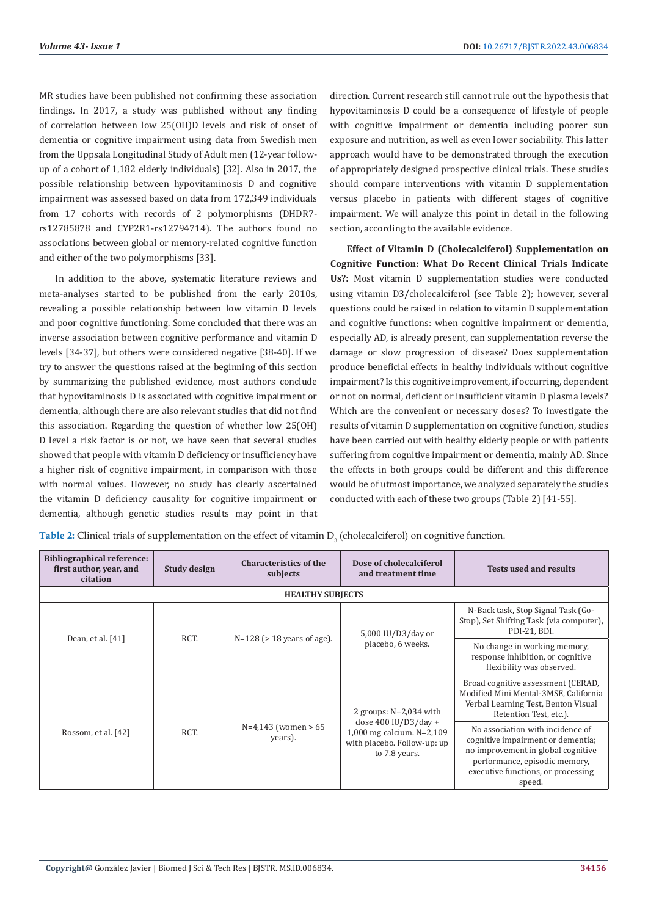MR studies have been published not confirming these association findings. In 2017, a study was published without any finding of correlation between low 25(OH)D levels and risk of onset of dementia or cognitive impairment using data from Swedish men from the Uppsala Longitudinal Study of Adult men (12-year follow-up of a cohort of 1,182 elderly individuals) [32]. Also in 2017, the possible relationship between hypovitaminosis D and cognitive impairment was assessed based on data from 172,349 individuals from 17 cohorts with records of 2 polymorphisms (DHDR7-rs12785878 and CYP2R1-rs12794714). The authors found no associations between global or memory-related cognitive function and either of the two polymorphisms [33].

In addition to the above, systematic literature reviews and meta-analyses started to be published from the early 2010s, revealing a possible relationship between low vitamin D levels and poor cognitive functioning. Some concluded that there was an inverse association between cognitive performance and vitamin D levels [34-37], but others were considered negative [38-40]. If we try to answer the questions raised at the beginning of this section by summarizing the published evidence, most authors conclude that hypovitaminosis D is associated with cognitive impairment or dementia, although there are also relevant studies that did not find this association. Regarding the question of whether low 25(OH) D level a risk factor is or not, we have seen that several studies showed that people with vitamin D deficiency or insufficiency have a higher risk of cognitive impairment, in comparison with those with normal values. However, no study has clearly ascertained the vitamin D deficiency causality for cognitive impairment or dementia, although genetic studies results may point in that direction. Current research still cannot rule out the hypothesis that hypovitaminosis D could be a consequence of lifestyle of people with cognitive impairment or dementia including poorer sun exposure and nutrition, as well as even lower sociability. This latter approach would have to be demonstrated through the execution of appropriately designed prospective clinical trials. These studies should compare interventions with vitamin D supplementation versus placebo in patients with different stages of cognitive impairment. We will analyze this point in detail in the following section, according to the available evidence.

**Effect of Vitamin D (Cholecalciferol) Supplementation on Cognitive Function: What Do Recent Clinical Trials Indicate Us?:** Most vitamin D supplementation studies were conducted using vitamin D3/cholecalciferol (see Table 2); however, several questions could be raised in relation to vitamin D supplementation and cognitive functions: when cognitive impairment or dementia, especially AD, is already present, can supplementation reverse the damage or slow progression of disease? Does supplementation produce beneficial effects in healthy individuals without cognitive impairment? Is this cognitive improvement, if occurring, dependent or not on normal, deficient or insufficient vitamin D plasma levels? Which are the convenient or necessary doses? To investigate the results of vitamin D supplementation on cognitive function, studies have been carried out with healthy elderly people or with patients suffering from cognitive impairment or dementia, mainly AD. Since the effects in both groups could be different and this difference would be of utmost importance, we analyzed separately the studies conducted with each of these two groups (Table 2) [41-55].

**Table 2:** Clinical trials of supplementation on the effect of vitamin $D_3$ (cholecalciferol) on cognitive function.

| Bibliographical reference: first author, year, and citation | Study design | Characteristics of the subjects | Dose of cholecalciferol and treatment time | Tests used and results |
|---|---|---|---|---|
| **HEALTHY SUBJECTS** | | | | |
| Dean, et al. [41] | RCT. | N=128 (> 18 years of age). | 5,000 IU/D3/day or placebo, 6 weeks. | N-Back task, Stop Signal Task (Go-Stop), Set Shifting Task (via computer), PDI-21, BDI. |
| | | | | No change in working memory, response inhibition, or cognitive flexibility was observed. |
| Rossom, et al. [42] | RCT. | N=4,143 (women > 65 years). | 2 groups: N=2,034 with dose 400 IU/D3/day + 1,000 mg calcium. N=2,109 with placebo. Follow-up: up to 7.8 years. | Broad cognitive assessment (CERAD, Modified Mini Mental-3MSE, California Verbal Learning Test, Benton Visual Retention Test, etc.). |
| | | | | No association with incidence of cognitive impairment or dementia; no improvement in global cognitive performance, episodic memory, executive functions, or processing speed. |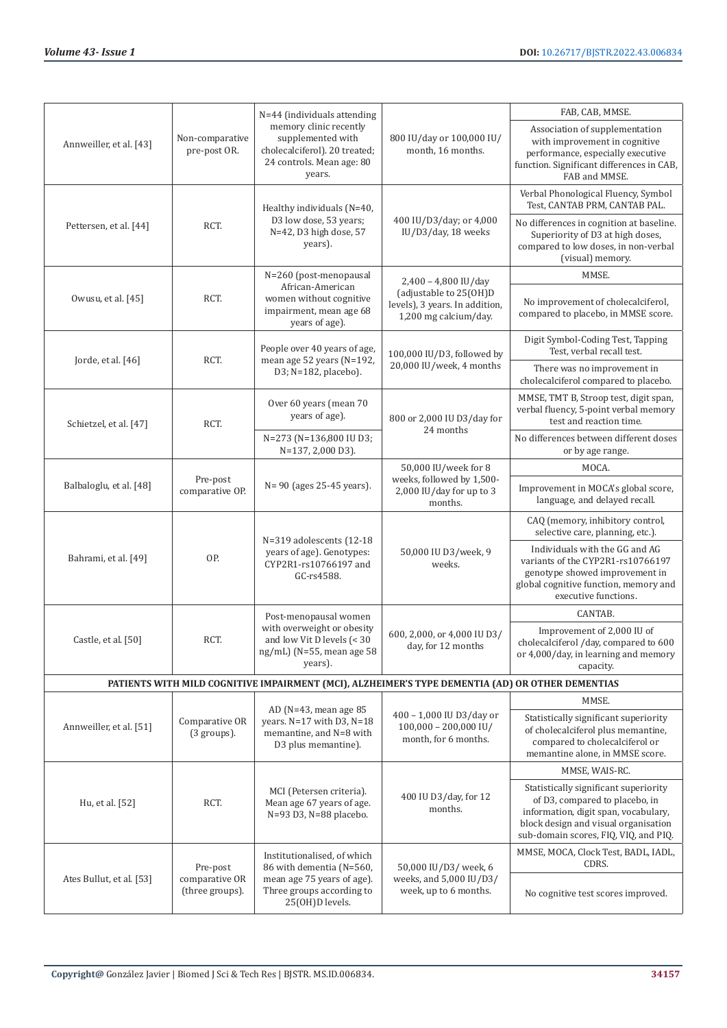| | | | | |
|---|---|---|---|---|
| Annweiler, et al. [43] | Non-comparative pre-post OR. | N=44 (individuals attending memory clinic recently supplemented with cholecalciferol). 20 treated; 24 controls. Mean age: 80 years. | 800 IU/day or 100,000 IU/month, 16 months. | FAB, CAB, MMSE. |
| | | | | Association of supplementation with improvement in cognitive performance, especially executive function. Significant differences in CAB, FAB and MMSE. |
| Pettersen, et al. [44] | RCT. | Healthy individuals (N=40, D3 low dose, 53 years; N=42, D3 high dose, 57 years). | 400 IU/D3/day; or 4,000 IU/D3/day, 18 weeks | Verbal Phonological Fluency, Symbol Test, CANTAB PRM, CANTAB PAL. |
| | | | | No differences in cognition at baseline. Superiority of D3 at high doses, compared to low doses, in non-verbal (visual) memory. |
| Owusu, et al. [45] | RCT. | N=260 (post-menopausal African-American women without cognitive impairment, mean age 68 years of age). | 2,400 – 4,800 IU/day (adjustable to 25(OH)D levels), 3 years. In addition, 1,200 mg calcium/day. | MMSE. |
| | | | | No improvement of cholecalciferol, compared to placebo, in MMSE score. |
| Jorde, et al. [46] | RCT. | People over 40 years of age, mean age 52 years (N=192, D3; N=182, placebo). | 100,000 IU/D3, followed by 20,000 IU/week, 4 months | Digit Symbol-Coding Test, Tapping Test, verbal recall test. |
| | | | | There was no improvement in cholecalciferol compared to placebo. |
| Schietzel, et al. [47] | RCT. | Over 60 years (mean 70 years of age). | 800 or 2,000 IU D3/day for 24 months | MMSE, TMT B, Stroop test, digit span, verbal fluency, 5-point verbal memory test and reaction time. |
| | | N=273 (N=136,800 IU D3; N=137, 2,000 D3). | | No differences between different doses or by age range. |
| Balbaloglu, et al. [48] | Pre-post comparative OP. | N= 90 (ages 25-45 years). | 50,000 IU/week for 8 weeks, followed by 1,500-2,000 IU/day for up to 3 months. | MOCA. |
| | | | | Improvement in MOCA's global score, language, and delayed recall. |
| Bahrami, et al. [49] | OP. | N=319 adolescents (12-18 years of age). Genotypes: CYP2R1-rs10766197 and GC-rs4588. | 50,000 IU D3/week, 9 weeks. | CAQ (memory, inhibitory control, selective care, planning, etc.). |
| | | | | Individuals with the GG and AG variants of the CYP2R1-rs10766197 genotype showed improvement in global cognitive function, memory and executive functions. |
| Castle, et al. [50] | RCT. | Post-menopausal women with overweight or obesity and low Vit D levels (< 30 ng/mL) (N=55, mean age 58 years). | 600, 2,000, or 4,000 IU D3/day, for 12 months | CANTAB. |
| | | | | Improvement of 2,000 IU of cholecalciferol /day, compared to 600 or 4,000/day, in learning and memory capacity. |
| **PATIENTS WITH MILD COGNITIVE IMPAIRMENT (MCI), ALZHEIMER'S TYPE DEMENTIA (AD) OR OTHER DEMENTIAS** | | | | |
| Annweiler, et al. [51] | Comparative OR (3 groups). | AD (N=43, mean age 85 years. N=17 with D3, N=18 memantine, and N=8 with D3 plus memantine). | 400 – 1,000 IU D3/day or 100,000 – 200,000 IU/month, for 6 months. | MMSE. |
| | | | | Statistically significant superiority of cholecalciferol plus memantine, compared to cholecalciferol or memantine alone, in MMSE score. |
| Hu, et al. [52] | RCT. | MCI (Petersen criteria). Mean age 67 years of age. N=93 D3, N=88 placebo. | 400 IU D3/day, for 12 months. | MMSE, WAIS-RC. |
| | | | | Statistically significant superiority of D3, compared to placebo, in information, digit span, vocabulary, block design and visual organisation sub-domain scores, FIQ, VIQ, and PIQ. |
| Ates Bullut, et al. [53] | Pre-post comparative OR (three groups). | Institutionalised, of which 86 with dementia (N=560, mean age 75 years of age). Three groups according to 25(OH)D levels. | 50,000 IU/D3/ week, 6 weeks, and 5,000 IU/D3/week, up to 6 months. | MMSE, MOCA, Clock Test, BADL, IADL, CDRS. |
| | | | | No cognitive test scores improved. |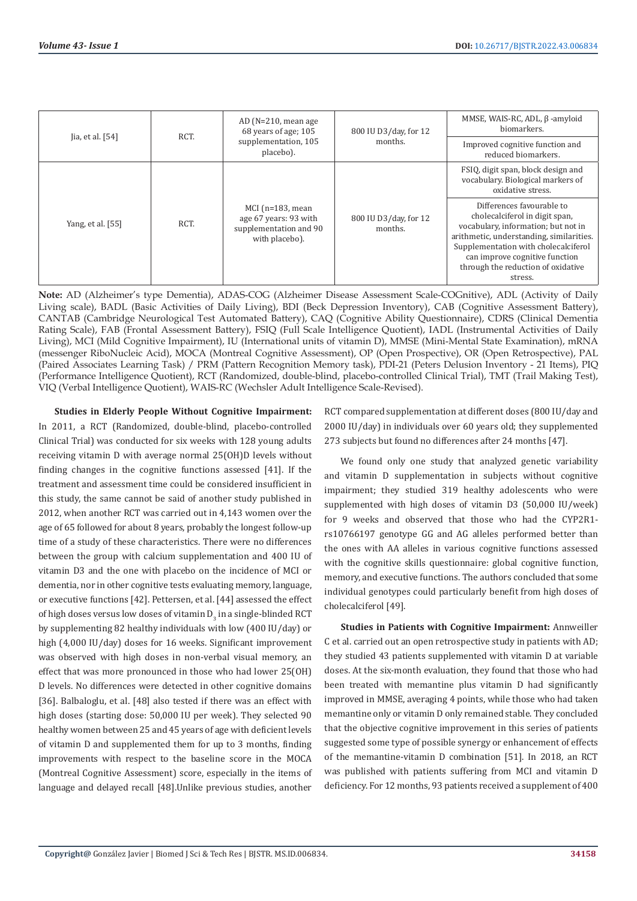| | | | | |
|---|---|---|---|---|
| Jia, et al. [54] | RCT. | AD (N=210, mean age 68 years of age; 105 supplementation, 105 placebo). | 800 IU D3/day, for 12 months. | MMSE, WAIS-RC, ADL, β -amyloid biomarkers. |
| | | | | Improved cognitive function and reduced biomarkers. |
| Yang, et al. [55] | RCT. | MCI (n=183, mean age 67 years: 93 with supplementation and 90 with placebo). | 800 IU D3/day, for 12 months. | FSIQ, digit span, block design and vocabulary. Biological markers of oxidative stress. |
| | | | | Differences favourable to cholecalciferol in digit span, vocabulary, information; but not in arithmetic, understanding, similarities. Supplementation with cholecalciferol can improve cognitive function through the reduction of oxidative stress. |

**Note:** AD (Alzheimer's type Dementia), ADAS-COG (Alzheimer Disease Assessment Scale-COGnitive), ADL (Activity of Daily Living scale), BADL (Basic Activities of Daily Living), BDI (Beck Depression Inventory), CAB (Cognitive Assessment Battery), CANTAB (Cambridge Neurological Test Automated Battery), CAQ (Cognitive Ability Questionnaire), CDRS (Clinical Dementia Rating Scale), FAB (Frontal Assessment Battery), FSIQ (Full Scale Intelligence Quotient), IADL (Instrumental Activities of Daily Living), MCI (Mild Cognitive Impairment), IU (International units of vitamin D), MMSE (Mini-Mental State Examination), mRNA (messenger RiboNucleic Acid), MOCA (Montreal Cognitive Assessment), OP (Open Prospective), OR (Open Retrospective), PAL (Paired Associates Learning Task) / PRM (Pattern Recognition Memory task), PDI-21 (Peters Delusion Inventory - 21 Items), PIQ (Performance Intelligence Quotient), RCT (Randomized, double-blind, placebo-controlled Clinical Trial), TMT (Trail Making Test), VIQ (Verbal Intelligence Quotient), WAIS-RC (Wechsler Adult Intelligence Scale-Revised).

**Studies in Elderly People Without Cognitive Impairment:** In 2011, a RCT (Randomized, double-blind, placebo-controlled Clinical Trial) was conducted for six weeks with 128 young adults receiving vitamin D with average normal 25(OH)D levels without finding changes in the cognitive functions assessed [41]. If the treatment and assessment time could be considered insufficient in this study, the same cannot be said of another study published in 2012, when another RCT was carried out in 4,143 women over the age of 65 followed for about 8 years, probably the longest follow-up time of a study of these characteristics. There were no differences between the group with calcium supplementation and 400 IU of vitamin D3 and the one with placebo on the incidence of MCI or dementia, nor in other cognitive tests evaluating memory, language, or executive functions [42]. Pettersen, et al. [44] assessed the effect of high doses versus low doses of vitamin $D_3$ in a single-blinded RCT by supplementing 82 healthy individuals with low (400 IU/day) or high (4,000 IU/day) doses for 16 weeks. Significant improvement was observed with high doses in non-verbal visual memory, an effect that was more pronounced in those who had lower 25(OH) D levels. No differences were detected in other cognitive domains [36]. Balbaloglu, et al. [48] also tested if there was an effect with high doses (starting dose: 50,000 IU per week). They selected 90 healthy women between 25 and 45 years of age with deficient levels of vitamin D and supplemented them for up to 3 months, finding improvements with respect to the baseline score in the MOCA (Montreal Cognitive Assessment) score, especially in the items of language and delayed recall [48].Unlike previous studies, another RCT compared supplementation at different doses (800 IU/day and 2000 IU/day) in individuals over 60 years old; they supplemented 273 subjects but found no differences after 24 months [47].

We found only one study that analyzed genetic variability and vitamin D supplementation in subjects without cognitive impairment; they studied 319 healthy adolescents who were supplemented with high doses of vitamin D3 (50,000 IU/week) for 9 weeks and observed that those who had the CYP2R1-rs10766197 genotype GG and AG alleles performed better than the ones with AA alleles in various cognitive functions assessed with the cognitive skills questionnaire: global cognitive function, memory, and executive functions. The authors concluded that some individual genotypes could particularly benefit from high doses of cholecalciferol [49].

**Studies in Patients with Cognitive Impairment:** Annweiller C et al. carried out an open retrospective study in patients with AD; they studied 43 patients supplemented with vitamin D at variable doses. At the six-month evaluation, they found that those who had been treated with memantine plus vitamin D had significantly improved in MMSE, averaging 4 points, while those who had taken memantine only or vitamin D only remained stable. They concluded that the objective cognitive improvement in this series of patients suggested some type of possible synergy or enhancement of effects of the memantine-vitamin D combination [51]. In 2018, an RCT was published with patients suffering from MCI and vitamin D deficiency. For 12 months, 93 patients received a supplement of 400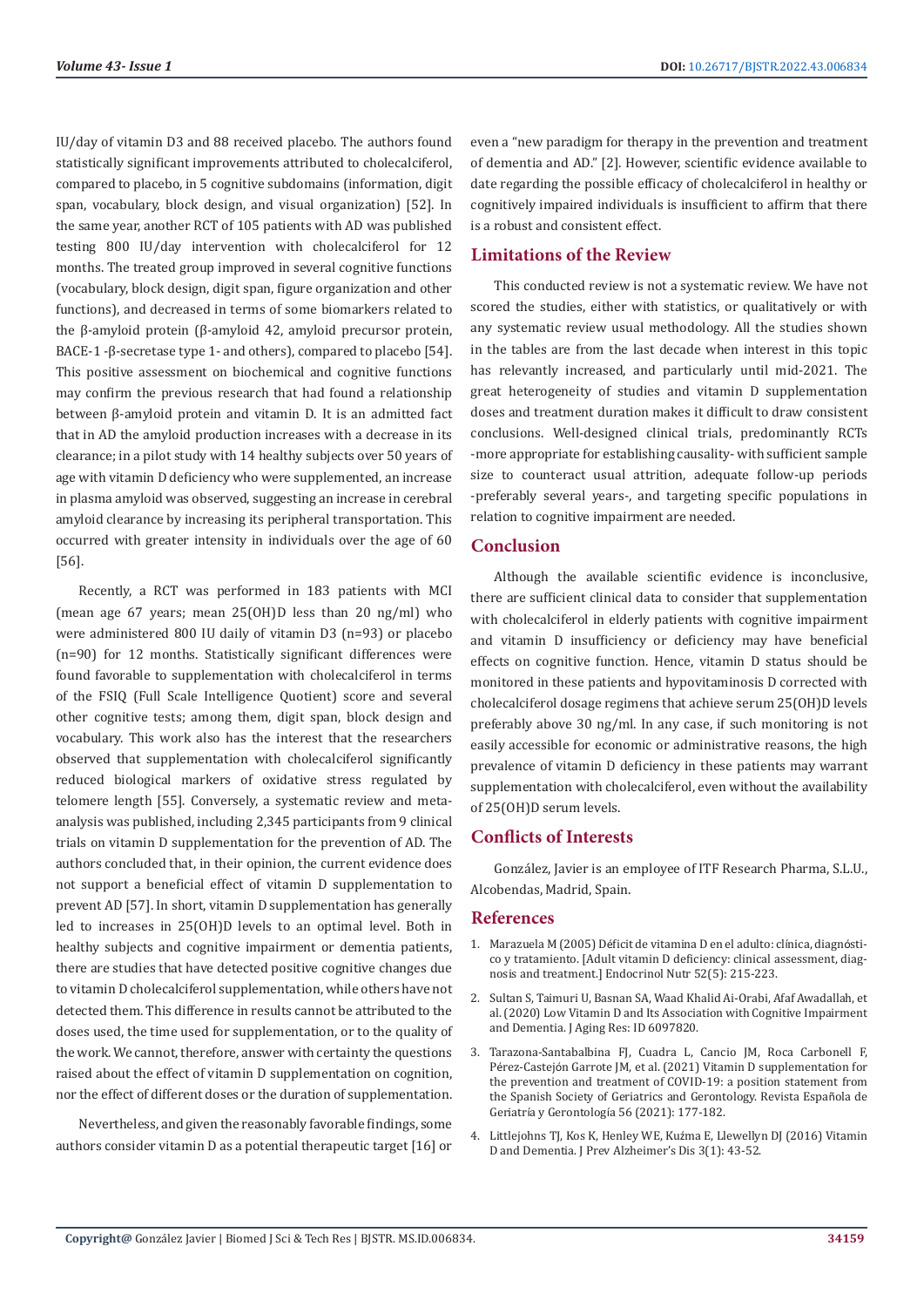IU/day of vitamin D3 and 88 received placebo. The authors found statistically significant improvements attributed to cholecalciferol, compared to placebo, in 5 cognitive subdomains (information, digit span, vocabulary, block design, and visual organization) [52]. In the same year, another RCT of 105 patients with AD was published testing 800 IU/day intervention with cholecalciferol for 12 months. The treated group improved in several cognitive functions (vocabulary, block design, digit span, figure organization and other functions), and decreased in terms of some biomarkers related to the β-amyloid protein (β-amyloid 42, amyloid precursor protein, BACE-1 -β-secretase type 1- and others), compared to placebo [54]. This positive assessment on biochemical and cognitive functions may confirm the previous research that had found a relationship between β-amyloid protein and vitamin D. It is an admitted fact that in AD the amyloid production increases with a decrease in its clearance; in a pilot study with 14 healthy subjects over 50 years of age with vitamin D deficiency who were supplemented, an increase in plasma amyloid was observed, suggesting an increase in cerebral amyloid clearance by increasing its peripheral transportation. This occurred with greater intensity in individuals over the age of 60 [56].

Recently, a RCT was performed in 183 patients with MCI (mean age 67 years; mean 25(OH)D less than 20 ng/ml) who were administered 800 IU daily of vitamin D3 (n=93) or placebo (n=90) for 12 months. Statistically significant differences were found favorable to supplementation with cholecalciferol in terms of the FSIQ (Full Scale Intelligence Quotient) score and several other cognitive tests; among them, digit span, block design and vocabulary. This work also has the interest that the researchers observed that supplementation with cholecalciferol significantly reduced biological markers of oxidative stress regulated by telomere length [55]. Conversely, a systematic review and meta-analysis was published, including 2,345 participants from 9 clinical trials on vitamin D supplementation for the prevention of AD. The authors concluded that, in their opinion, the current evidence does not support a beneficial effect of vitamin D supplementation to prevent AD [57]. In short, vitamin D supplementation has generally led to increases in 25(OH)D levels to an optimal level. Both in healthy subjects and cognitive impairment or dementia patients, there are studies that have detected positive cognitive changes due to vitamin D cholecalciferol supplementation, while others have not detected them. This difference in results cannot be attributed to the doses used, the time used for supplementation, or to the quality of the work. We cannot, therefore, answer with certainty the questions raised about the effect of vitamin D supplementation on cognition, nor the effect of different doses or the duration of supplementation.

Nevertheless, and given the reasonably favorable findings, some authors consider vitamin D as a potential therapeutic target [16] or even a "new paradigm for therapy in the prevention and treatment of dementia and AD." [2]. However, scientific evidence available to date regarding the possible efficacy of cholecalciferol in healthy or cognitively impaired individuals is insufficient to affirm that there is a robust and consistent effect.

## Limitations of the Review

This conducted review is not a systematic review. We have not scored the studies, either with statistics, or qualitatively or with any systematic review usual methodology. All the studies shown in the tables are from the last decade when interest in this topic has relevantly increased, and particularly until mid-2021. The great heterogeneity of studies and vitamin D supplementation doses and treatment duration makes it difficult to draw consistent conclusions. Well-designed clinical trials, predominantly RCTs -more appropriate for establishing causality- with sufficient sample size to counteract usual attrition, adequate follow-up periods -preferably several years-, and targeting specific populations in relation to cognitive impairment are needed.

## Conclusion

Although the available scientific evidence is inconclusive, there are sufficient clinical data to consider that supplementation with cholecalciferol in elderly patients with cognitive impairment and vitamin D insufficiency or deficiency may have beneficial effects on cognitive function. Hence, vitamin D status should be monitored in these patients and hypovitaminosis D corrected with cholecalciferol dosage regimens that achieve serum 25(OH)D levels preferably above 30 ng/ml. In any case, if such monitoring is not easily accessible for economic or administrative reasons, the high prevalence of vitamin D deficiency in these patients may warrant supplementation with cholecalciferol, even without the availability of 25(OH)D serum levels.

## Conflicts of Interests

González, Javier is an employee of ITF Research Pharma, S.L.U., Alcobendas, Madrid, Spain.

## References

1. Marazuela M (2005) Déficit de vitamina D en el adulto: clínica, diagnóstico y tratamiento. [Adult vitamin D deficiency: clinical assessment, diagnosis and treatment.] Endocrinol Nutr 52(5): 215-223.
2. Sultan S, Taimuri U, Basnan SA, Waad Khalid Ai-Orabi, Afaf Awadallah, et al. (2020) Low Vitamin D and Its Association with Cognitive Impairment and Dementia. J Aging Res: ID 6097820.
3. Tarazona-Santabalbina FJ, Cuadra L, Cancio JM, Roca Carbonell F, Pérez-Castejón Garrote JM, et al. (2021) Vitamin D supplementation for the prevention and treatment of COVID-19: a position statement from the Spanish Society of Geriatrics and Gerontology. Revista Española de Geriatría y Gerontología 56 (2021): 177-182.
4. Littlejohns TJ, Kos K, Henley WE, Kuźma E, Llewellyn DJ (2016) Vitamin D and Dementia. J Prev Alzheimer's Dis 3(1): 43-52.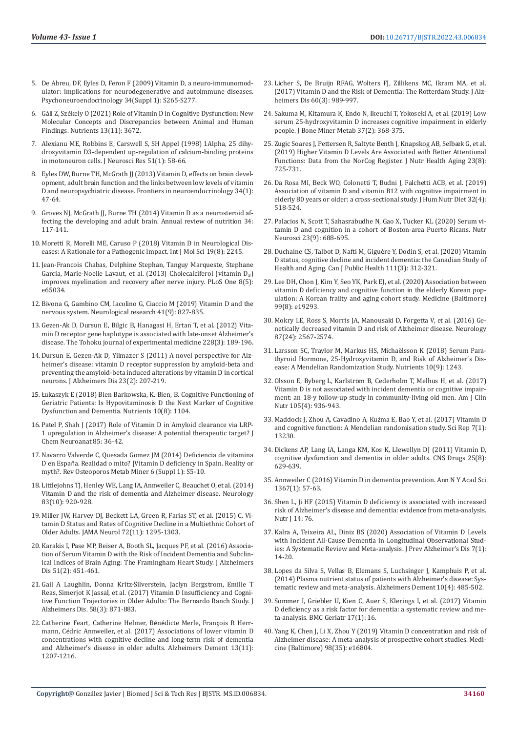5. De Abreu, DF, Eyles D, Feron F (2009) Vitamin D, a neuro-immunomodulator: implications for neurodegenerative and autoimmune diseases. Psychoneuroendocrinology 34(Suppl 1): S265-S277.

6. Gáll Z, Székely O (2021) Role of Vitamin D in Cognitive Dysfunction: New Molecular Concepts and Discrepancies between Animal and Human Findings. Nutrients 13(11): 3672.

7. Alexianu ME, Robbins E, Carswell S, SH Appel (1998) 1Alpha, 25 dihydroxyvitamin D3-dependent up-regulation of calcium-binding proteins in motoneuron cells. J Neurosci Res 51(1): 58-66.

8. Eyles DW, Burne TH, McGrath JJ (2013) Vitamin D, effects on brain development, adult brain function and the links between low levels of vitamin D and neuropsychiatric disease. Frontiers in neuroendocrinology 34(1): 47-64.

9. Groves NJ, McGrath JJ, Burne TH (2014) Vitamin D as a neurosteroid affecting the developing and adult brain. Annual review of nutrition 34: 117-141.

10. Moretti R, Morelli ME, Caruso P (2018) Vitamin D in Neurological Diseases: A Rationale for a Pathogenic Impact. Int J Mol Sci 19(8): 2245.

11. Jean-Francois Chabas, Delphine Stephan, Tanguy Marqueste, Stephane Garcia, Marie-Noelle Lavaut, et al. (2013) Cholecalciferol (vitamin $D_3$) improves myelination and recovery after nerve injury. PLoS One 8(5): e65034.

12. Bivona G, Gambino CM, Iacolino G, Ciaccio M (2019) Vitamin D and the nervous system. Neurological research 41(9): 827-835.

13. Gezen-Ak D, Dursun E, Bilgic B, Hanagasi H, Ertan T, et al. (2012) Vitamin D receptor gene haplotype is associated with late-onset Alzheimer's disease. The Tohoku journal of experimental medicine 228(3): 189-196.

14. Dursun E, Gezen-Ak D, Yilmazer S (2011) A novel perspective for Alzheimer's disease: vitamin D receptor suppression by amyloid-beta and preventing the amyloid-beta induced alterations by vitamin D in cortical neurons. J Alzheimers Dis 23(2): 207-219.

15. Łukaszyk E (2018) Bien Barkowska, K. Bien, B. Cognitive Functioning of Geriatric Patients: Is Hypovitaminosis D the Next Marker of Cognitive Dysfunction and Dementia. Nutrients 10(8): 1104.

16. Patel P, Shah J (2017) Role of Vitamin D in Amyloid clearance via LRP-1 upregulation in Alzheimer's disease: A potential therapeutic target? J Chem Neuroanat 85: 36-42.

17. Navarro Valverde C, Quesada Gomez JM (2014) Deficiencia de vitamina D en España. Realidad o mito? [Vitamin D deficiency in Spain. Reality or myth?. Rev Osteoporos Metab Miner 6 (Suppl 1): S5-10.

18. Littlejohns TJ, Henley WE, Lang IA, Annweiler C, Beauchet O, et al. (2014) Vitamin D and the risk of dementia and Alzheimer disease. Neurology 83(10): 920-928.

19. Miller JW, Harvey DJ, Beckett LA, Green R, Farias ST, et al. (2015) C. Vitamin D Status and Rates of Cognitive Decline in a Multiethnic Cohort of Older Adults. JAMA Neurol 72(11): 1295-1303.

20. Karakis I, Pase MP, Beiser A, Booth SL, Jacques PF, et al. (2016) Association of Serum Vitamin D with the Risk of Incident Dementia and Subclinical Indices of Brain Aging: The Framingham Heart Study. J Alzheimers Dis 51(2): 451-461.

21. Gail A Laughlin, Donna Kritz-Silverstein, Jaclyn Bergstrom, Emilie T Reas, Simerjot K Jassal, et al. (2017) Vitamin D Insufficiency and Cognitive Function Trajectories in Older Adults: The Bernardo Ranch Study. J Alzheimers Dis. 58(3): 871-883.

22. Catherine Feart, Catherine Helmer, Bénédicte Merle, François R Herrmann, Cédric Annweiler, et al. (2017) Associations of lower vitamin D concentrations with cognitive decline and long-term risk of dementia and Alzheimer's disease in older adults. Alzheimers Dement 13(11): 1207-1216.

23. Licher S, De Bruijn RFAG, Wolters FJ, Zillikens MC, Ikram MA, et al. (2017) Vitamin D and the Risk of Dementia: The Rotterdam Study. J Alzheimers Dis 60(3): 989-997.

24. Sakuma M, Kitamura K, Endo N, Ikeuchi T, Yokoseki A, et al. (2019) Low serum 25-hydroxyvitamin D increases cognitive impairment in elderly people. J Bone Miner Metab 37(2): 368-375.

25. Zugic Soares J, Pettersen R, Saltyte Benth J, Knapskog AB, Selbæk G, et al. (2019) Higher Vitamin D Levels Are Associated with Better Attentional Functions: Data from the NorCog Register. J Nutr Health Aging 23(8): 725-731.

26. Da Rosa MI, Beck WO, Colonetti T, Budni J, Falchetti ACB, et al. (2019) Association of vitamin D and vitamin B12 with cognitive impairment in elderly 80 years or older: a cross-sectional study. J Hum Nutr Diet 32(4): 518-524.

27. Palacios N, Scott T, Sahasrabudhe N, Gao X, Tucker KL (2020) Serum vitamin D and cognition in a cohort of Boston-area Puerto Ricans. Nutr Neurosci 23(9): 688-695.

28. Duchaine CS, Talbot D, Nafti M, Giguère Y, Dodin S, et al. (2020) Vitamin D status, cognitive decline and incident dementia: the Canadian Study of Health and Aging. Can J Public Health 111(3): 312-321.

29. Lee DH, Chon J, Kim Y, Seo YK, Park EJ, et al. (2020) Association between vitamin D deficiency and cognitive function in the elderly Korean population: A Korean frailty and aging cohort study. Medicine (Baltimore) 99(8): e19293.

30. Mokry LE, Ross S, Morris JA, Manousaki D, Forgetta V, et al. (2016) Genetically decreased vitamin D and risk of Alzheimer disease. Neurology 87(24): 2567-2574.

31. Larsson SC, Traylor M, Markus HS, Michaëlsson K (2018) Serum Parathyroid Hormone, 25-Hydroxyvitamin D, and Risk of Alzheimer's Disease: A Mendelian Randomization Study. Nutrients 10(9): 1243.

32. Olsson E, Byberg L, Karlström B, Cederholm T, Melhus H, et al. (2017) Vitamin D is not associated with incident dementia or cognitive impairment: an 18-y follow-up study in community-living old men. Am J Clin Nutr 105(4): 936-943.

33. Maddock J, Zhou A, Cavadino A, Kuźma E, Bao Y, et al. (2017) Vitamin D and cognitive function: A Mendelian randomisation study. Sci Rep 7(1): 13230.

34. Dickens AP, Lang IA, Langa KM, Kos K, Llewellyn DJ (2011) Vitamin D, cognitive dysfunction and dementia in older adults. CNS Drugs 25(8): 629-639.

35. Annweiler C (2016) Vitamin D in dementia prevention. Ann N Y Acad Sci 1367(1): 57-63.

36. Shen L, Ji HF (2015) Vitamin D deficiency is associated with increased risk of Alzheimer's disease and dementia: evidence from meta-analysis. Nutr J 14: 76.

37. Kalra A, Teixeira AL, Diniz BS (2020) Association of Vitamin D Levels with Incident All-Cause Dementia in Longitudinal Observational Studies: A Systematic Review and Meta-analysis. J Prev Alzheimer's Dis 7(1): 14-20.

38. Lopes da Silva S, Vellas B, Elemans S, Luchsinger J, Kamphuis P, et al. (2014) Plasma nutrient status of patients with Alzheimer's disease: Systematic review and meta-analysis. Alzheimers Dement 10(4): 485-502.

39. Sommer I, Griebler U, Kien C, Auer S, Klerings I, et al. (2017) Vitamin D deficiency as a risk factor for dementia: a systematic review and meta-analysis. BMC Geriatr 17(1): 16.

40. Yang K, Chen J, Li X, Zhou Y (2019) Vitamin D concentration and risk of Alzheimer disease: A meta-analysis of prospective cohort studies. Medicine (Baltimore) 98(35): e16804.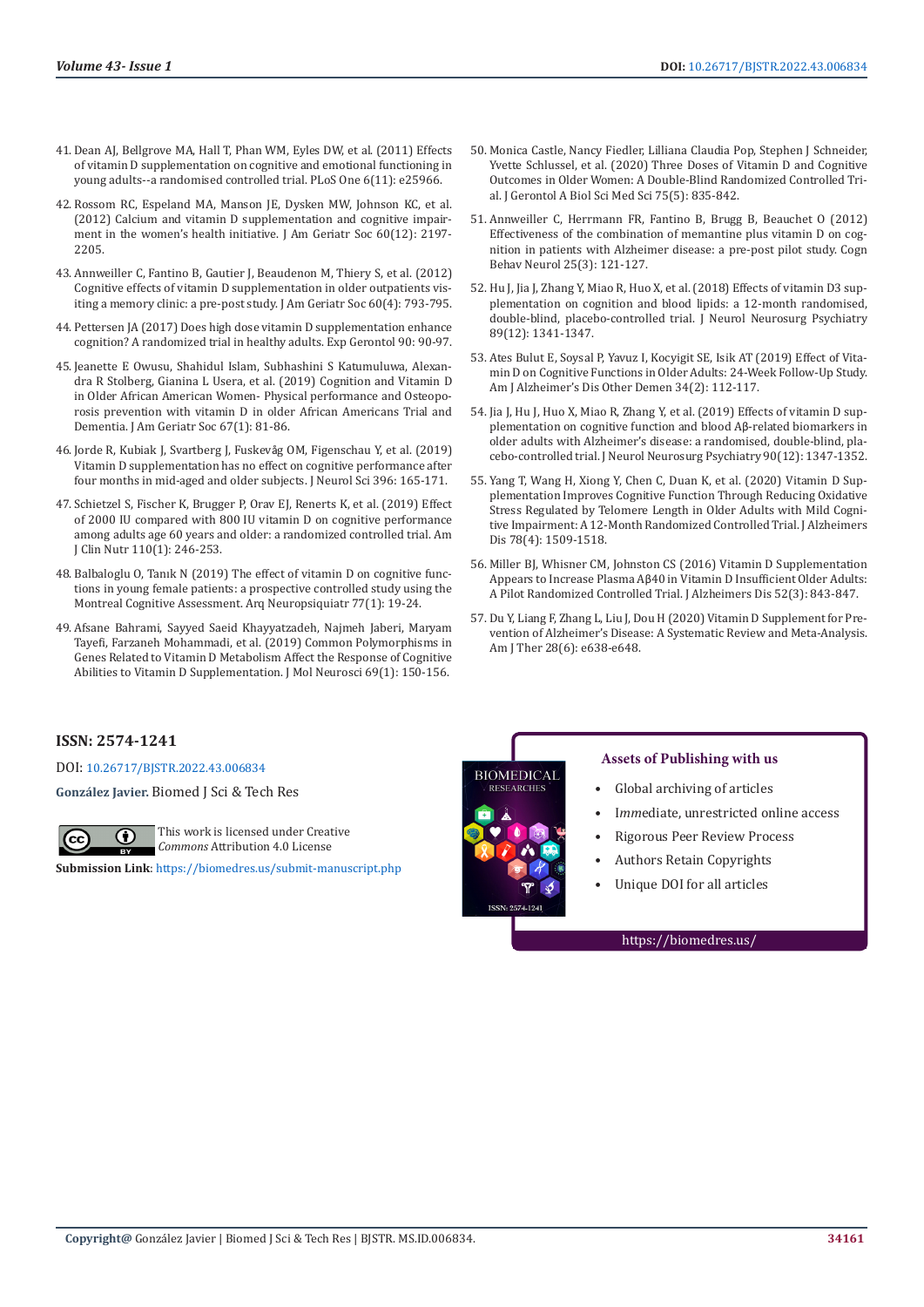41. Dean AJ, Bellgrove MA, Hall T, Phan WM, Eyles DW, et al. (2011) Effects of vitamin D supplementation on cognitive and emotional functioning in young adults--a randomised controlled trial. PLoS One 6(11): e25966.
42. Rossom RC, Espeland MA, Manson JE, Dysken MW, Johnson KC, et al. (2012) Calcium and vitamin D supplementation and cognitive impairment in the women's health initiative. J Am Geriatr Soc 60(12): 2197-2205.
43. Annweiller C, Fantino B, Gautier J, Beaudenon M, Thiery S, et al. (2012) Cognitive effects of vitamin D supplementation in older outpatients visiting a memory clinic: a pre-post study. J Am Geriatr Soc 60(4): 793-795.
44. Pettersen JA (2017) Does high dose vitamin D supplementation enhance cognition? A randomized trial in healthy adults. Exp Gerontol 90: 90-97.
45. Jeanette E Owusu, Shahidul Islam, Subhashini S Katumuluwa, Alexandra R Stolberg, Gianina L Usera, et al. (2019) Cognition and Vitamin D in Older African American Women- Physical performance and Osteoporosis prevention with vitamin D in older African Americans Trial and Dementia. J Am Geriatr Soc 67(1): 81-86.
46. Jorde R, Kubiak J, Svartberg J, Fuskevåg OM, Figenschau Y, et al. (2019) Vitamin D supplementation has no effect on cognitive performance after four months in mid-aged and older subjects. J Neurol Sci 396: 165-171.
47. Schietzel S, Fischer K, Brugger P, Orav EJ, Renerts K, et al. (2019) Effect of 2000 IU compared with 800 IU vitamin D on cognitive performance among adults age 60 years and older: a randomized controlled trial. Am J Clin Nutr 110(1): 246-253.
48. Balbaloglu O, Tanık N (2019) The effect of vitamin D on cognitive functions in young female patients: a prospective controlled study using the Montreal Cognitive Assessment. Arq Neuropsiquiatr 77(1): 19-24.
49. Afsane Bahrami, Sayyed Saeid Khayyatzadeh, Najmeh Jaberi, Maryam Tayefi, Farzaneh Mohammadi, et al. (2019) Common Polymorphisms in Genes Related to Vitamin D Metabolism Affect the Response of Cognitive Abilities to Vitamin D Supplementation. J Mol Neurosci 69(1): 150-156.
50. Monica Castle, Nancy Fiedler, Lilliana Claudia Pop, Stephen J Schneider, Yvette Schlussel, et al. (2020) Three Doses of Vitamin D and Cognitive Outcomes in Older Women: A Double-Blind Randomized Controlled Trial. J Gerontol A Biol Sci Med Sci 75(5): 835-842.
51. Annweiller C, Herrmann FR, Fantino B, Brugg B, Beauchet O (2012) Effectiveness of the combination of memantine plus vitamin D on cognition in patients with Alzheimer disease: a pre-post pilot study. Cogn Behav Neurol 25(3): 121-127.
52. Hu J, Jia J, Zhang Y, Miao R, Huo X, et al. (2018) Effects of vitamin D3 supplementation on cognition and blood lipids: a 12-month randomised, double-blind, placebo-controlled trial. J Neurol Neurosurg Psychiatry 89(12): 1341-1347.
53. Ates Bulut E, Soysal P, Yavuz I, Kocyigit SE, Isik AT (2019) Effect of Vitamin D on Cognitive Functions in Older Adults: 24-Week Follow-Up Study. Am J Alzheimer's Dis Other Demen 34(2): 112-117.
54. Jia J, Hu J, Huo X, Miao R, Zhang Y, et al. (2019) Effects of vitamin D supplementation on cognitive function and blood Aβ-related biomarkers in older adults with Alzheimer's disease: a randomised, double-blind, placebo-controlled trial. J Neurol Neurosurg Psychiatry 90(12): 1347-1352.
55. Yang T, Wang H, Xiong Y, Chen C, Duan K, et al. (2020) Vitamin D Supplementation Improves Cognitive Function Through Reducing Oxidative Stress Regulated by Telomere Length in Older Adults with Mild Cognitive Impairment: A 12-Month Randomized Controlled Trial. J Alzheimers Dis 78(4): 1509-1518.
56. Miller BJ, Whisner CM, Johnston CS (2016) Vitamin D Supplementation Appears to Increase Plasma Aβ40 in Vitamin D Insufficient Older Adults: A Pilot Randomized Controlled Trial. J Alzheimers Dis 52(3): 843-847.
57. Du Y, Liang F, Zhang L, Liu J, Dou H (2020) Vitamin D Supplement for Prevention of Alzheimer's Disease: A Systematic Review and Meta-Analysis. Am J Ther 28(6): e638-e648.

**ISSN: 2574-1241**

DOI: 10.26717/BJSTR.2022.43.006834

**González Javier.** Biomed J Sci & Tech Res

This work is licensed under Creative *Commons* Attribution 4.0 License

**Submission Link**: https://biomedres.us/submit-manuscript.php

**Assets of Publishing with us**

- Global archiving of articles
- Immediate, unrestricted online access
- Rigorous Peer Review Process
- Authors Retain Copyrights
- Unique DOI for all articles

https://biomedres.us/